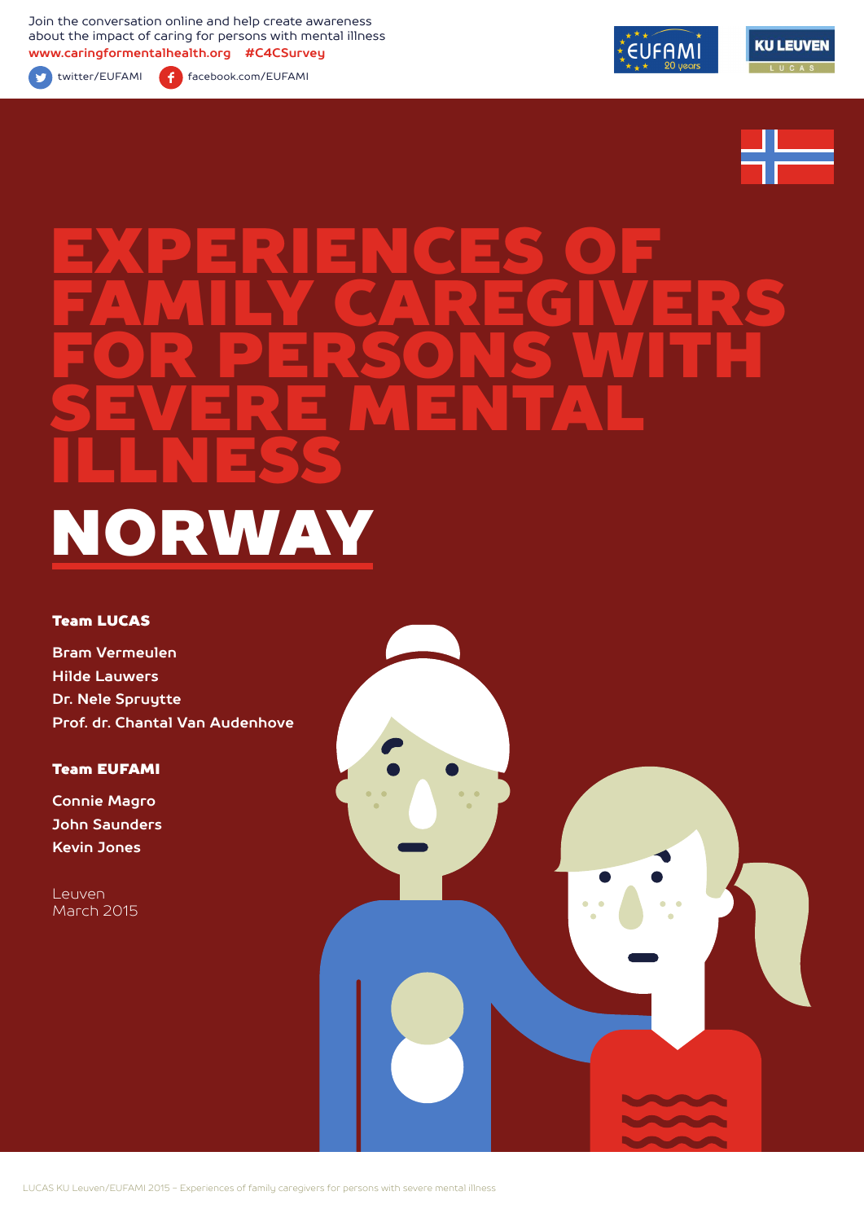Join the conversation online and help create awareness about the impact of caring for persons with mental illness
**www.caringformentalhealth.org #C4CSurvey**

twitter/EUFAMI facebook.com/EUFAMI

# EXPERIENCES OF FAMILY CAREGIVERS FOR PERSONS WITH SEVERE MENTAL ILLNESS

## NORWAY

**Team LUCAS**

**Bram Vermeulen**
**Hilde Lauwers**
**Dr. Nele Spruytte**
**Prof. dr. Chantal Van Audenhove**

**Team EUFAMI**

**Connie Magro**
**John Saunders**
**Kevin Jones**

Leuven
March 2015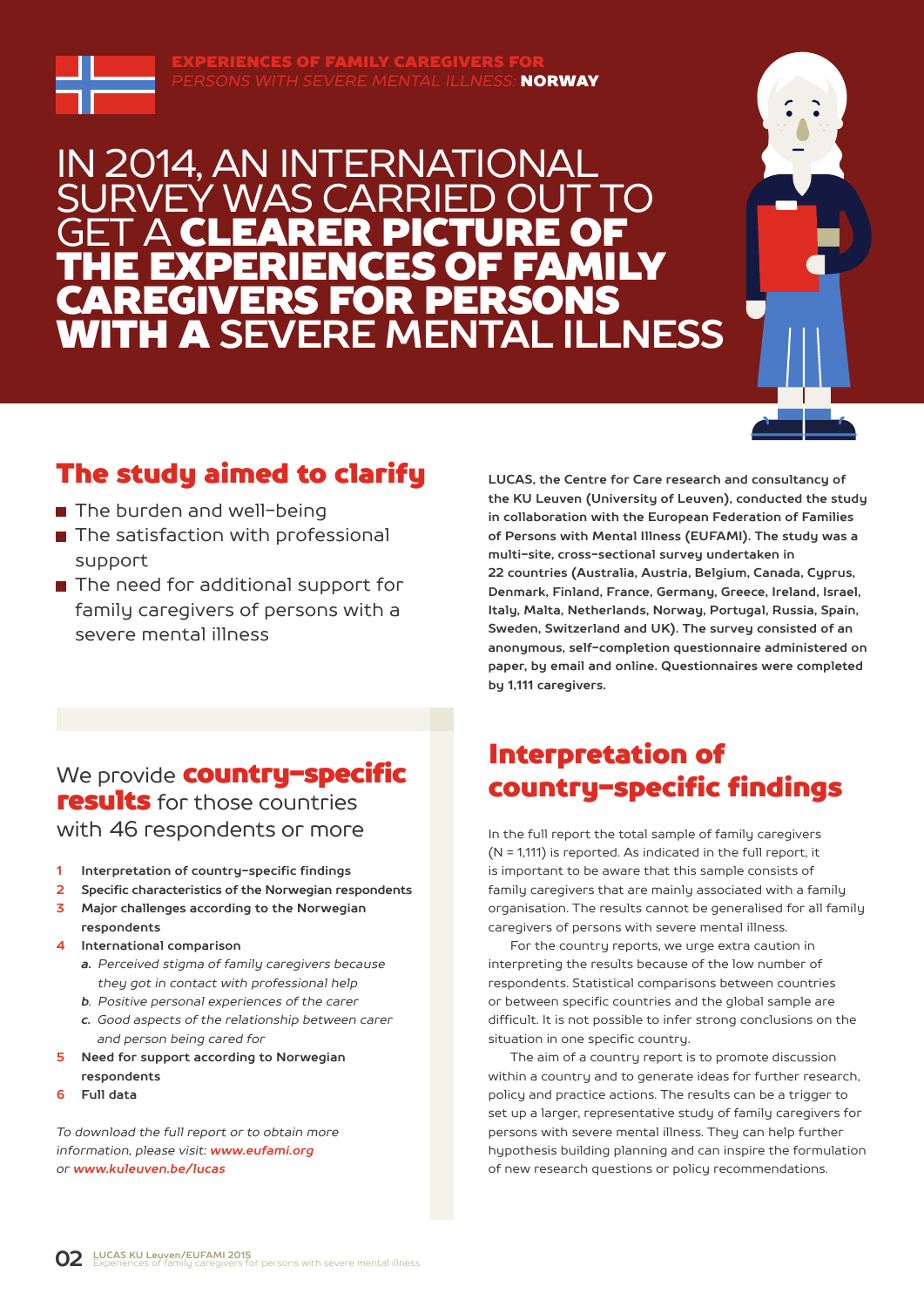EXPERIENCES OF FAMILY CAREGIVERS FOR *PERSONS WITH SEVERE MENTAL ILLNESS:* **NORWAY**

# IN 2014, AN INTERNATIONAL SURVEY WAS CARRIED OUT TO GET A **CLEARER PICTURE OF THE EXPERIENCES OF FAMILY CAREGIVERS FOR PERSONS WITH A** SEVERE MENTAL ILLNESS

## The study aimed to clarify

- The burden and well-being
- The satisfaction with professional support
- The need for additional support for family caregivers of persons with a severe mental illness

**LUCAS, the Centre for Care research and consultancy of the KU Leuven (University of Leuven), conducted the study in collaboration with the European Federation of Families of Persons with Mental Illness (EUFAMI). The study was a multi-site, cross-sectional survey undertaken in 22 countries (Australia, Austria, Belgium, Canada, Cyprus, Denmark, Finland, France, Germany, Greece, Ireland, Israel, Italy, Malta, Netherlands, Norway, Portugal, Russia, Spain, Sweden, Switzerland and UK). The survey consisted of an anonymous, self-completion questionnaire administered on paper, by email and online. Questionnaires were completed by 1,111 caregivers.**

## We provide **country-specific results** for those countries with 46 respondents or more

1. **Interpretation of country-specific findings**
2. **Specific characteristics of the Norwegian respondents**
3. **Major challenges according to the Norwegian respondents**
4. **International comparison**
   - a. *Perceived stigma of family caregivers because they got in contact with professional help*
   - b. *Positive personal experiences of the carer*
   - c. *Good aspects of the relationship between carer and person being cared for*
5. **Need for support according to Norwegian respondents**
6. **Full data**

*To download the full report or to obtain more information, please visit:* ***www.eufami.org*** *or* ***www.kuleuven.be/lucas***

## Interpretation of country-specific findings

In the full report the total sample of family caregivers (N = 1,111) is reported. As indicated in the full report, it is important to be aware that this sample consists of family caregivers that are mainly associated with a family organisation. The results cannot be generalised for all family caregivers of persons with severe mental illness.

For the country reports, we urge extra caution in interpreting the results because of the low number of respondents. Statistical comparisons between countries or between specific countries and the global sample are difficult. It is not possible to infer strong conclusions on the situation in one specific country.

The aim of a country report is to promote discussion within a country and to generate ideas for further research, policy and practice actions. The results can be a trigger to set up a larger, representative study of family caregivers for persons with severe mental illness. They can help further hypothesis building planning and can inspire the formulation of new research questions or policy recommendations.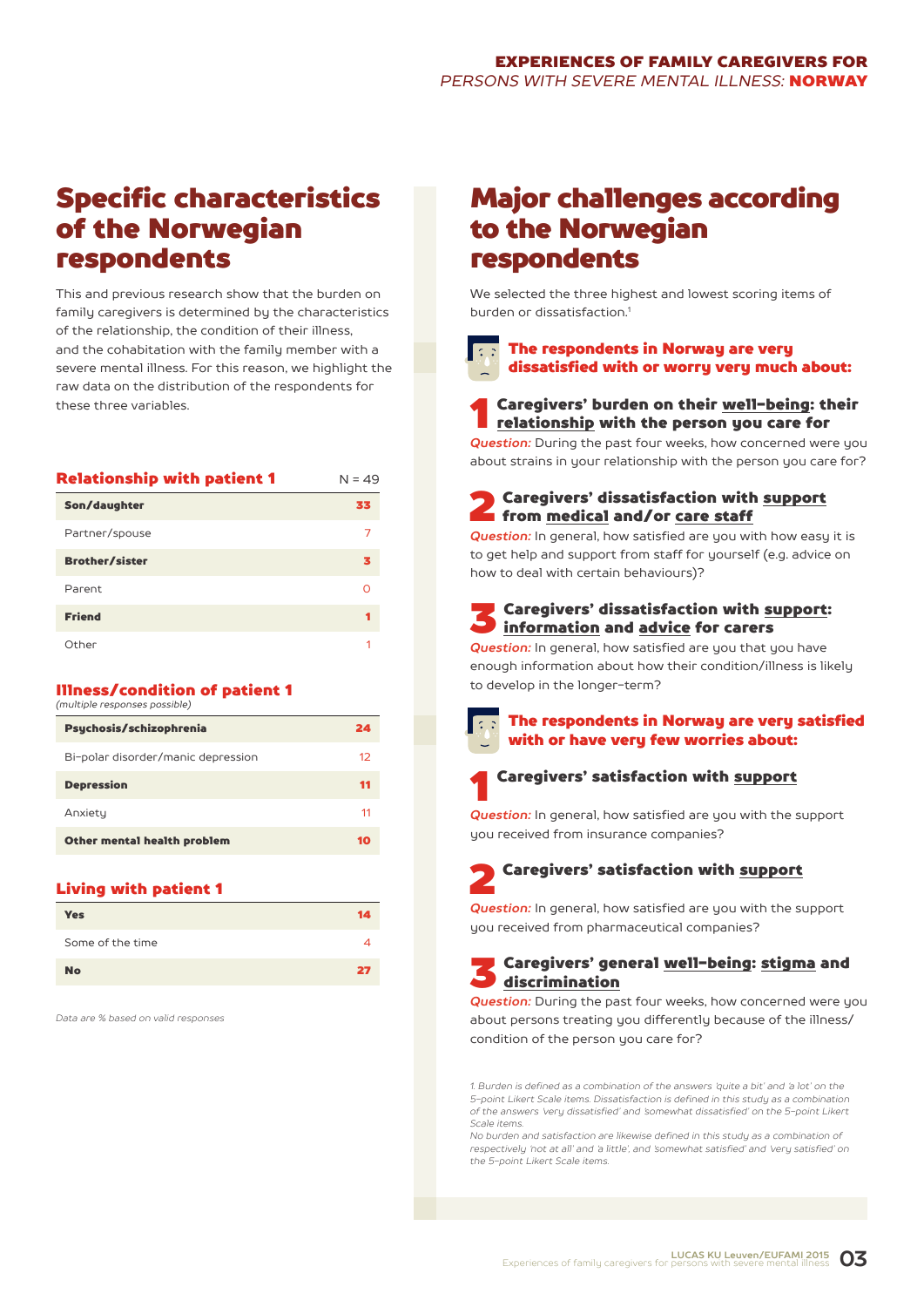## Specific characteristics of the Norwegian respondents

This and previous research show that the burden on family caregivers is determined by the characteristics of the relationship, the condition of their illness, and the cohabitation with the family member with a severe mental illness. For this reason, we highlight the raw data on the distribution of the respondents for these three variables.

| Relationship with patient 1 | N = 49 |
|---|---|
| **Son/daughter** | **33** |
| Partner/spouse | 7 |
| **Brother/sister** | **3** |
| Parent | 0 |
| **Friend** | **1** |
| Other | 1 |

| Illness/condition of patient 1 *(multiple responses possible)* | |
|---|---|
| **Psychosis/schizophrenia** | **24** |
| Bi-polar disorder/manic depression | 12 |
| **Depression** | **11** |
| Anxiety | 11 |
| **Other mental health problem** | **10** |

| Living with patient 1 | |
|---|---|
| **Yes** | **14** |
| Some of the time | 4 |
| **No** | **27** |

*Data are % based on valid responses*

## Major challenges according to the Norwegian respondents

We selected the three highest and lowest scoring items of burden or dissatisfaction.[1]

### The respondents in Norway are very dissatisfied with or worry very much about:

**1 Caregivers' burden on their well-being: their relationship with the person you care for**

*Question:* During the past four weeks, how concerned were you about strains in your relationship with the person you care for?

**2 Caregivers' dissatisfaction with support from medical and/or care staff**

*Question:* In general, how satisfied are you with how easy it is to get help and support from staff for yourself (e.g. advice on how to deal with certain behaviours)?

**3 Caregivers' dissatisfaction with support: information and advice for carers**

*Question:* In general, how satisfied are you that you have enough information about how their condition/illness is likely to develop in the longer-term?

### The respondents in Norway are very satisfied with or have very few worries about:

**1 Caregivers' satisfaction with support**

*Question:* In general, how satisfied are you with the support you received from insurance companies?

**2 Caregivers' satisfaction with support**

*Question:* In general, how satisfied are you with the support you received from pharmaceutical companies?

**3 Caregivers' general well-being: stigma and discrimination**

*Question:* During the past four weeks, how concerned were you about persons treating you differently because of the illness/condition of the person you care for?

*1. Burden is defined as a combination of the answers 'quite a bit' and 'a lot' on the 5-point Likert Scale items. Dissatisfaction is defined in this study as a combination of the answers 'very dissatisfied' and 'somewhat dissatisfied' on the 5-point Likert Scale items.*
*No burden and satisfaction are likewise defined in this study as a combination of respectively 'not at all' and 'a little', and 'somewhat satisfied' and 'very satisfied' on the 5-point Likert Scale items.*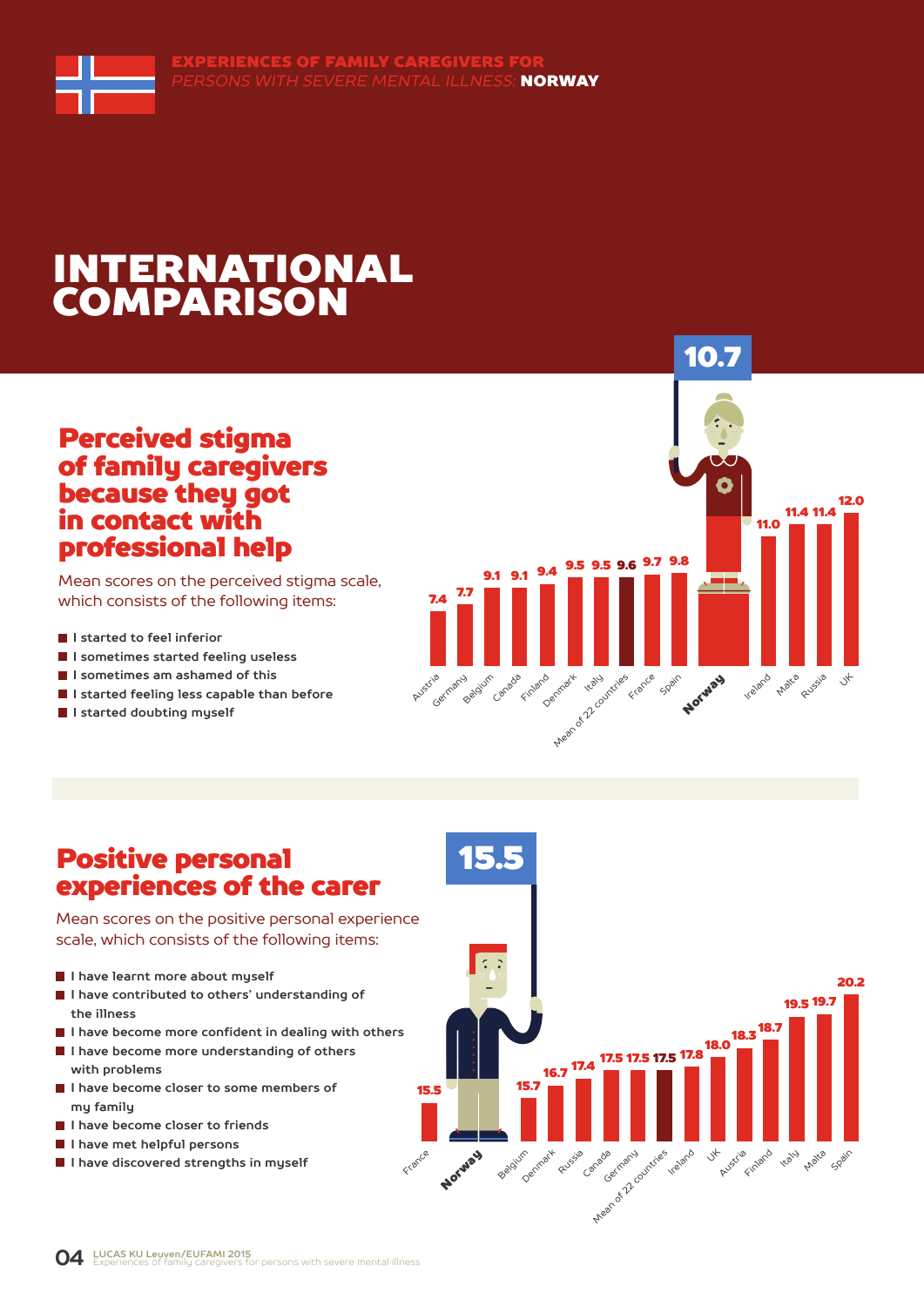# EXPERIENCES OF FAMILY CAREGIVERS FOR *PERSONS WITH SEVERE MENTAL ILLNESS:* **NORWAY**

# INTERNATIONAL COMPARISON

## Perceived stigma of family caregivers because they got in contact with professional help

Mean scores on the perceived stigma scale, which consists of the following items:

- I started to feel inferior
- I sometimes started feeling useless
- I sometimes am ashamed of this
- I started feeling less capable than before
- I started doubting myself

| Country | Score |
|---|---|
| Austria | 7.4 |
| Germany | 7.7 |
| Belgium | 9.1 |
| Canada | 9.1 |
| Finland | 9.4 |
| Denmark | 9.5 |
| Italy | 9.5 |
| Mean of 22 countries | 9.6 |
| France | 9.7 |
| Spain | 9.8 |
| **Norway** | **10.7** |
| Ireland | 11.0 |
| Malta | 11.4 |
| Russia | 11.4 |
| UK | 12.0 |

## Positive personal experiences of the carer

Mean scores on the positive personal experience scale, which consists of the following items:

- I have learnt more about myself
- I have contributed to others' understanding of the illness
- I have become more confident in dealing with others
- I have become more understanding of others with problems
- I have become closer to some members of my family
- I have become closer to friends
- I have met helpful persons
- I have discovered strengths in myself

| Country | Score |
|---|---|
| France | 15.5 |
| **Norway** | **15.5** |
| Belgium | 15.7 |
| Denmark | 16.7 |
| Russia | 17.4 |
| Canada | 17.5 |
| Germany | 17.5 |
| Mean of 22 countries | 17.5 |
| Ireland | 17.8 |
| UK | 18.0 |
| Austria | 18.3 |
| Finland | 18.7 |
| Italy | 19.5 |
| Malta | 19.7 |
| Spain | 20.2 |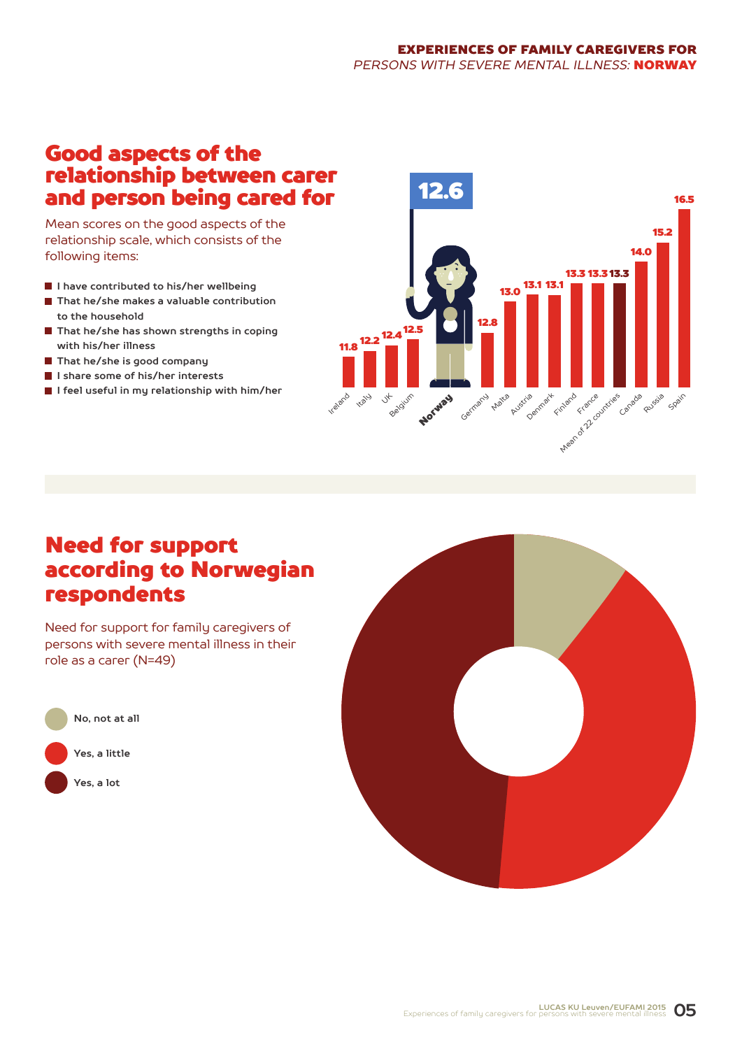## Good aspects of the relationship between carer and person being cared for

Mean scores on the good aspects of the relationship scale, which consists of the following items:

- I have contributed to his/her wellbeing
- That he/she makes a valuable contribution to the household
- That he/she has shown strengths in coping with his/her illness
- That he/she is good company
- I share some of his/her interests
- I feel useful in my relationship with him/her

| Country | Mean score |
|---|---|
| Ireland | 11.8 |
| Italy | 12.2 |
| UK | 12.4 |
| Belgium | 12.5 |
| **Norway** | **12.6** |
| Germany | 12.8 |
| Malta | 13.0 |
| Austria | 13.1 |
| Denmark | 13.1 |
| Finland | 13.3 |
| France | 13.3 |
| Mean of 22 countries | 13.3 |
| Canada | 14.0 |
| Russia | 15.2 |
| Spain | 16.5 |

## Need for support according to Norwegian respondents

Need for support for family caregivers of persons with severe mental illness in their role as a carer (N=49)

- No, not at all
- Yes, a little
- Yes, a lot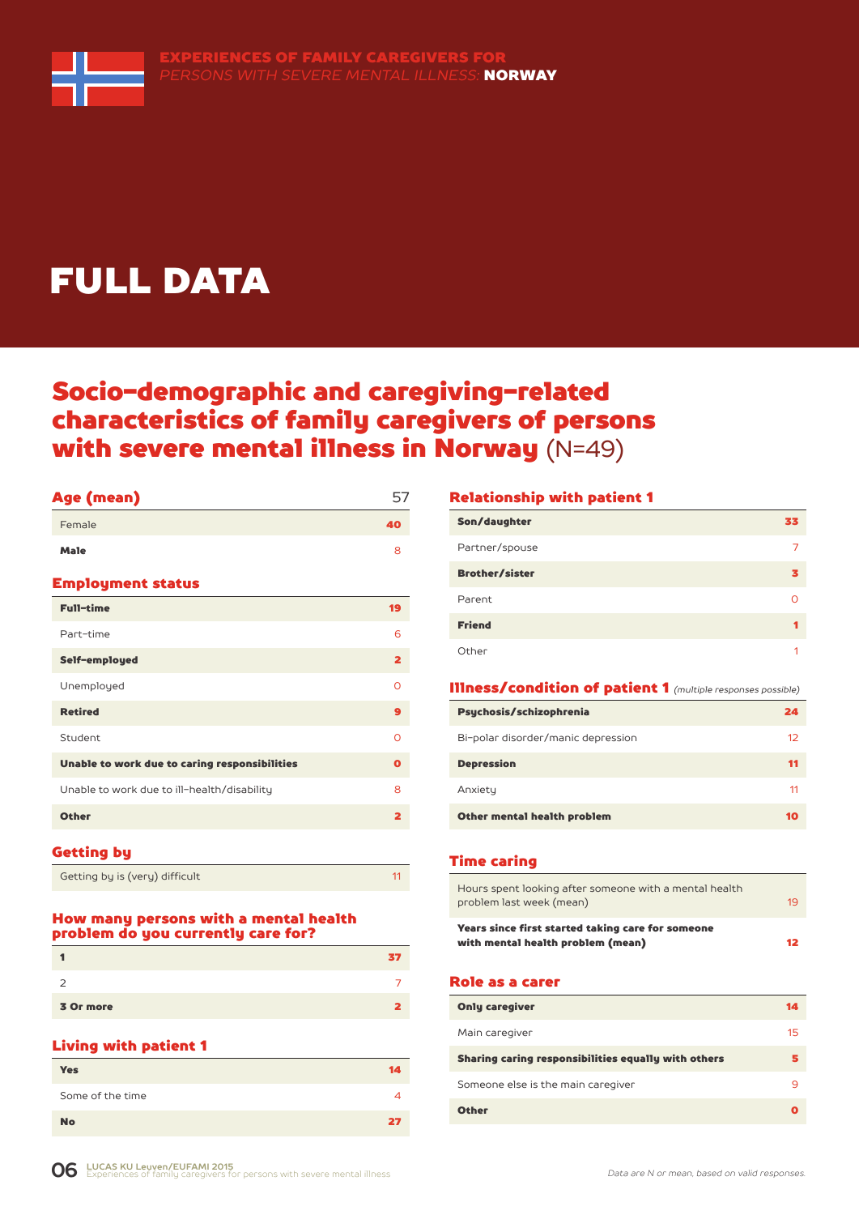EXPERIENCES OF FAMILY CAREGIVERS FOR *PERSONS WITH SEVERE MENTAL ILLNESS:* **NORWAY**

# FULL DATA

## Socio-demographic and caregiving-related characteristics of family caregivers of persons with severe mental illness in Norway (N=49)

### Age (mean)

| Age (mean) | 57 |
|---|---|
| Female | 40 |
| Male | 8 |

### Employment status

| Employment status | |
|---|---|
| Full-time | 19 |
| Part-time | 6 |
| Self-employed | 2 |
| Unemployed | 0 |
| Retired | 9 |
| Student | 0 |
| Unable to work due to caring responsibilities | 0 |
| Unable to work due to ill-health/disability | 8 |
| Other | 2 |

### Getting by

| Getting by | |
|---|---|
| Getting by is (very) difficult | 11 |

### How many persons with a mental health problem do you currently care for?

| Number of persons | |
|---|---|
| 1 | 37 |
| 2 | 7 |
| 3 Or more | 2 |

### Living with patient 1

| Living with patient 1 | |
|---|---|
| Yes | 14 |
| Some of the time | 4 |
| No | 27 |

### Relationship with patient 1

| Relationship with patient 1 | |
|---|---|
| Son/daughter | 33 |
| Partner/spouse | 7 |
| Brother/sister | 3 |
| Parent | 0 |
| Friend | 1 |
| Other | 1 |

### Illness/condition of patient 1 *(multiple responses possible)*

| Illness/condition of patient 1 | |
|---|---|
| Psychosis/schizophrenia | 24 |
| Bi-polar disorder/manic depression | 12 |
| Depression | 11 |
| Anxiety | 11 |
| Other mental health problem | 10 |

### Time caring

| Time caring | |
|---|---|
| Hours spent looking after someone with a mental health problem last week (mean) | 19 |
| Years since first started taking care for someone with mental health problem (mean) | 12 |

### Role as a carer

| Role as a carer | |
|---|---|
| Only caregiver | 14 |
| Main caregiver | 15 |
| Sharing caring responsibilities equally with others | 5 |
| Someone else is the main caregiver | 9 |
| Other | 0 |

LUCAS KU Leuven/EUFAMI 2015
Experiences of family caregivers for persons with severe mental illness

*Data are N or mean, based on valid responses.*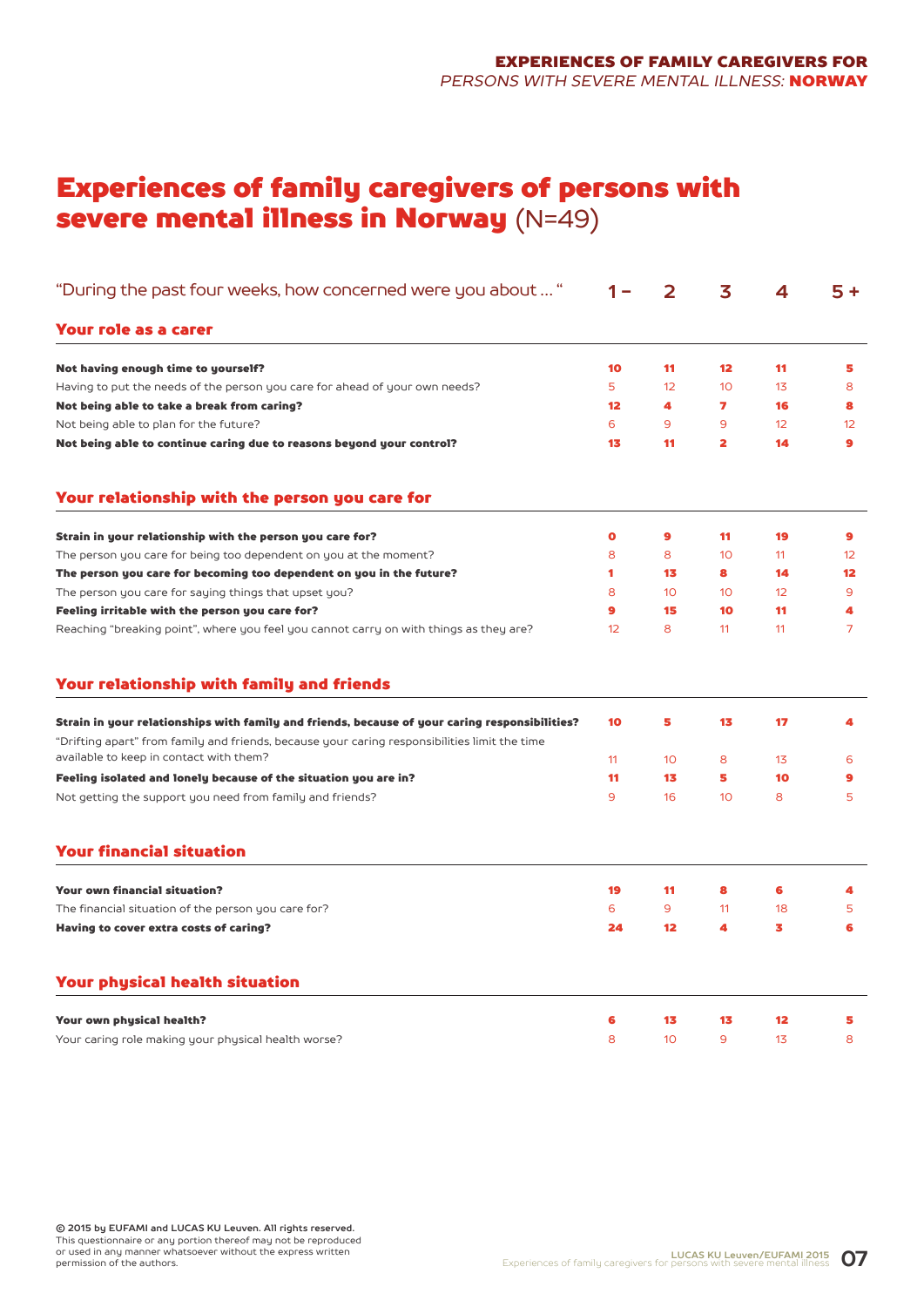# Experiences of family caregivers of persons with severe mental illness in Norway (N=49)

| "During the past four weeks, how concerned were you about … " | 1 – | 2 | 3 | 4 | 5 + |
|---|---|---|---|---|---|
| **Your role as a carer** | | | | | |
| **Not having enough time to yourself?** | **10** | **11** | **12** | **11** | **5** |
| Having to put the needs of the person you care for ahead of your own needs? | 5 | 12 | 10 | 13 | 8 |
| **Not being able to take a break from caring?** | **12** | **4** | **7** | **16** | **8** |
| Not being able to plan for the future? | 6 | 9 | 9 | 12 | 12 |
| **Not being able to continue caring due to reasons beyond your control?** | **13** | **11** | **2** | **14** | **9** |
| **Your relationship with the person you care for** | | | | | |
| **Strain in your relationship with the person you care for?** | **0** | **9** | **11** | **19** | **9** |
| The person you care for being too dependent on you at the moment? | 8 | 8 | 10 | 11 | 12 |
| **The person you care for becoming too dependent on you in the future?** | **1** | **13** | **8** | **14** | **12** |
| The person you care for saying things that upset you? | 8 | 10 | 10 | 12 | 9 |
| **Feeling irritable with the person you care for?** | **9** | **15** | **10** | **11** | **4** |
| Reaching "breaking point", where you feel you cannot carry on with things as they are? | 12 | 8 | 11 | 11 | 7 |
| **Your relationship with family and friends** | | | | | |
| **Strain in your relationships with family and friends, because of your caring responsibilities?** | **10** | **5** | **13** | **17** | **4** |
| "Drifting apart" from family and friends, because your caring responsibilities limit the time available to keep in contact with them? | 11 | 10 | 8 | 13 | 6 |
| **Feeling isolated and lonely because of the situation you are in?** | **11** | **13** | **5** | **10** | **9** |
| Not getting the support you need from family and friends? | 9 | 16 | 10 | 8 | 5 |
| **Your financial situation** | | | | | |
| **Your own financial situation?** | **19** | **11** | **8** | **6** | **4** |
| The financial situation of the person you care for? | 6 | 9 | 11 | 18 | 5 |
| **Having to cover extra costs of caring?** | **24** | **12** | **4** | **3** | **6** |
| **Your physical health situation** | | | | | |
| **Your own physical health?** | **6** | **13** | **13** | **12** | **5** |
| Your caring role making your physical health worse? | 8 | 10 | 9 | 13 | 8 |

**© 2015 by EUFAMI and LUCAS KU Leuven. All rights reserved.**
This questionnaire or any portion thereof may not be reproduced or used in any manner whatsoever without the express written permission of the authors.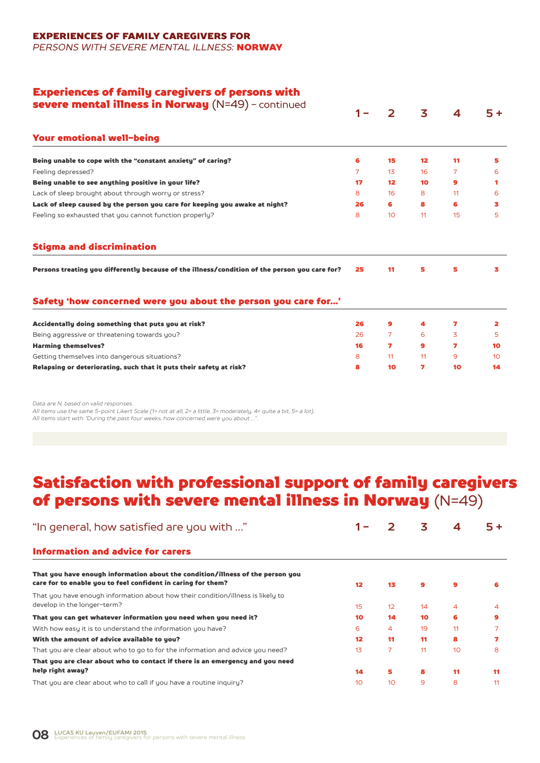EXPERIENCES OF FAMILY CAREGIVERS FOR
*PERSONS WITH SEVERE MENTAL ILLNESS:* **NORWAY**

## Experiences of family caregivers of persons with severe mental illness in Norway (N=49) - continued

| | 1 - | 2 | 3 | 4 | 5 + |
|---|---|---|---|---|---|
| **Your emotional well-being** | | | | | |
| **Being unable to cope with the "constant anxiety" of caring?** | 6 | 15 | 12 | 11 | 5 |
| Feeling depressed? | 7 | 13 | 16 | 7 | 6 |
| **Being unable to see anything positive in your life?** | 17 | 12 | 10 | 9 | 1 |
| Lack of sleep brought about through worry or stress? | 8 | 16 | 8 | 11 | 6 |
| **Lack of sleep caused by the person you care for keeping you awake at night?** | 26 | 6 | 8 | 6 | 3 |
| Feeling so exhausted that you cannot function properly? | 8 | 10 | 11 | 15 | 5 |
| **Stigma and discrimination** | | | | | |
| **Persons treating you differently because of the illness/condition of the person you care for?** | 25 | 11 | 5 | 5 | 3 |
| **Safety 'how concerned were you about the person you care for...'** | | | | | |
| **Accidentally doing something that puts you at risk?** | 26 | 9 | 4 | 7 | 2 |
| Being aggressive or threatening towards you? | 26 | 7 | 6 | 3 | 5 |
| **Harming themselves?** | 16 | 7 | 9 | 7 | 10 |
| Getting themselves into dangerous situations? | 8 | 11 | 11 | 9 | 10 |
| **Relapsing or deteriorating, such that it puts their safety at risk?** | 8 | 10 | 7 | 10 | 14 |

*Data are N, based on valid responses.*
*All items use the same 5-point Likert Scale (1= not at all, 2= a little, 3= moderately, 4= quite a bit, 5= a lot).*
*All items start with "During the past four weeks, how concerned were you about ...".*

# Satisfaction with professional support of family caregivers of persons with severe mental illness in Norway (N=49)

| "In general, how satisfied are you with ..." | 1 - | 2 | 3 | 4 | 5 + |
|---|---|---|---|---|---|
| **Information and advice for carers** | | | | | |
| **That you have enough information about the condition/illness of the person you care for to enable you to feel confident in caring for them?** | 12 | 13 | 9 | 9 | 6 |
| That you have enough information about how their condition/illness is likely to develop in the longer-term? | 15 | 12 | 14 | 4 | 4 |
| **That you can get whatever information you need when you need it?** | 10 | 14 | 10 | 6 | 9 |
| With how easy it is to understand the information you have? | 6 | 4 | 19 | 11 | 7 |
| **With the amount of advice available to you?** | 12 | 11 | 11 | 8 | 7 |
| That you are clear about who to go to for the information and advice you need? | 13 | 7 | 11 | 10 | 8 |
| **That you are clear about who to contact if there is an emergency and you need help right away?** | 14 | 5 | 8 | 11 | 11 |
| That you are clear about who to call if you have a routine inquiry? | 10 | 10 | 9 | 8 | 11 |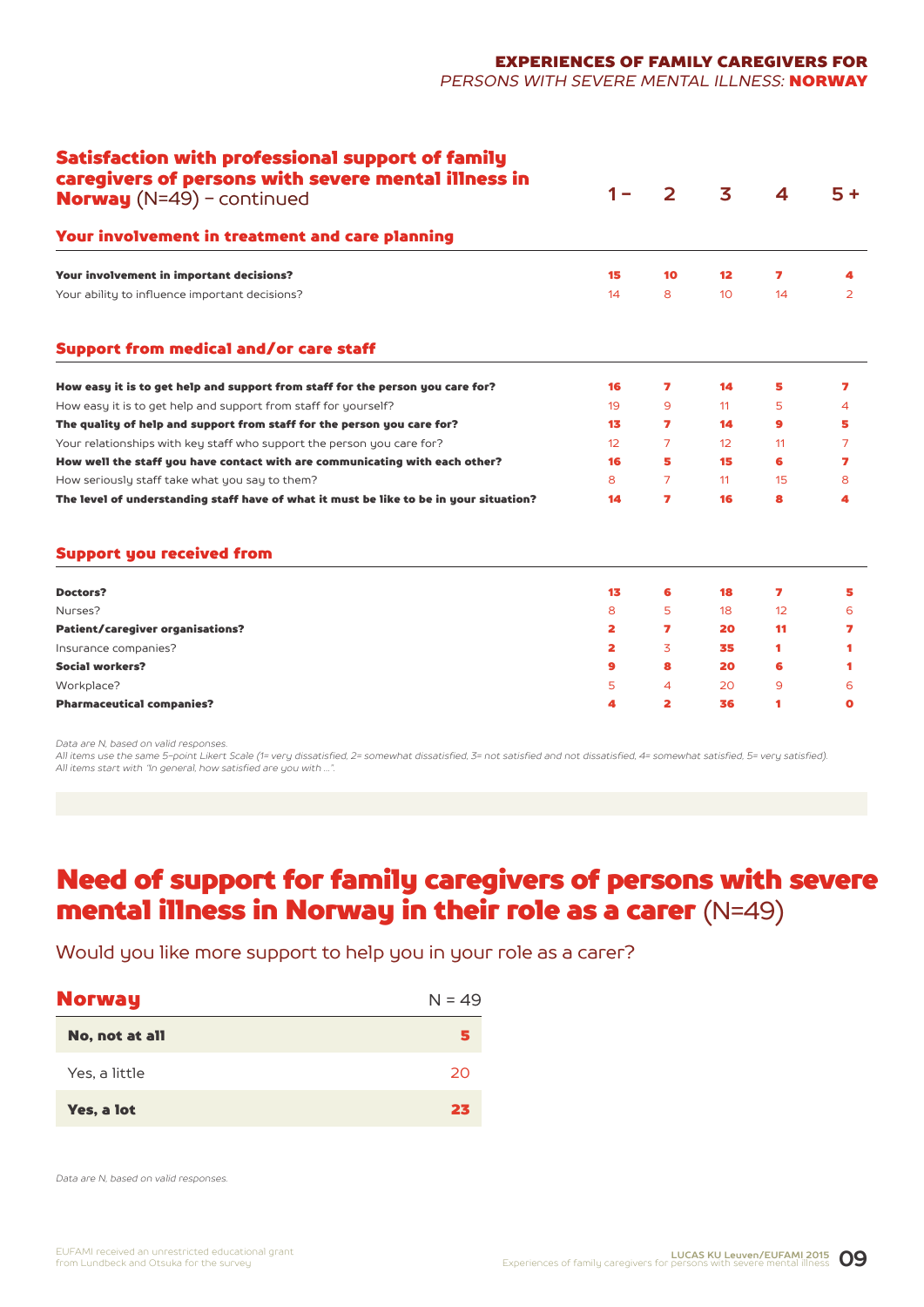## Satisfaction with professional support of family caregivers of persons with severe mental illness in Norway (N=49) – continued

| | 1 – | 2 | 3 | 4 | 5 + |
|---|---|---|---|---|---|
| **Your involvement in treatment and care planning** | | | | | |
| **Your involvement in important decisions?** | **15** | **10** | **12** | **7** | **4** |
| Your ability to influence important decisions? | 14 | 8 | 10 | 14 | 2 |
| **Support from medical and/or care staff** | | | | | |
| **How easy it is to get help and support from staff for the person you care for?** | **16** | **7** | **14** | **5** | **7** |
| How easy it is to get help and support from staff for yourself? | 19 | 9 | 11 | 5 | 4 |
| **The quality of help and support from staff for the person you care for?** | **13** | **7** | **14** | **9** | **5** |
| Your relationships with key staff who support the person you care for? | 12 | 7 | 12 | 11 | 7 |
| **How well the staff you have contact with are communicating with each other?** | **16** | **5** | **15** | **6** | **7** |
| How seriously staff take what you say to them? | 8 | 7 | 11 | 15 | 8 |
| **The level of understanding staff have of what it must be like to be in your situation?** | **14** | **7** | **16** | **8** | **4** |
| **Support you received from** | | | | | |
| **Doctors?** | **13** | **6** | **18** | **7** | **5** |
| Nurses? | 8 | 5 | 18 | 12 | 6 |
| **Patient/caregiver organisations?** | **2** | **7** | **20** | **11** | **7** |
| Insurance companies? | 2 | 3 | 35 | 1 | 1 |
| **Social workers?** | **9** | **8** | **20** | **6** | **1** |
| Workplace? | 5 | 4 | 20 | 9 | 6 |
| **Pharmaceutical companies?** | **4** | **2** | **36** | **1** | **0** |

*Data are N, based on valid responses.*
*All items use the same 5-point Likert Scale (1= very dissatisfied, 2= somewhat dissatisfied, 3= not satisfied and not dissatisfied, 4= somewhat satisfied, 5= very satisfied).*
*All items start with "In general, how satisfied are you with ...".*

# Need of support for family caregivers of persons with severe mental illness in Norway in their role as a carer (N=49)

Would you like more support to help you in your role as a carer?

| Norway | N = 49 |
|---|---|
| **No, not at all** | **5** |
| Yes, a little | 20 |
| **Yes, a lot** | **23** |

*Data are N, based on valid responses.*

EUFAMI received an unrestricted educational grant from Lundbeck and Otsuka for the survey